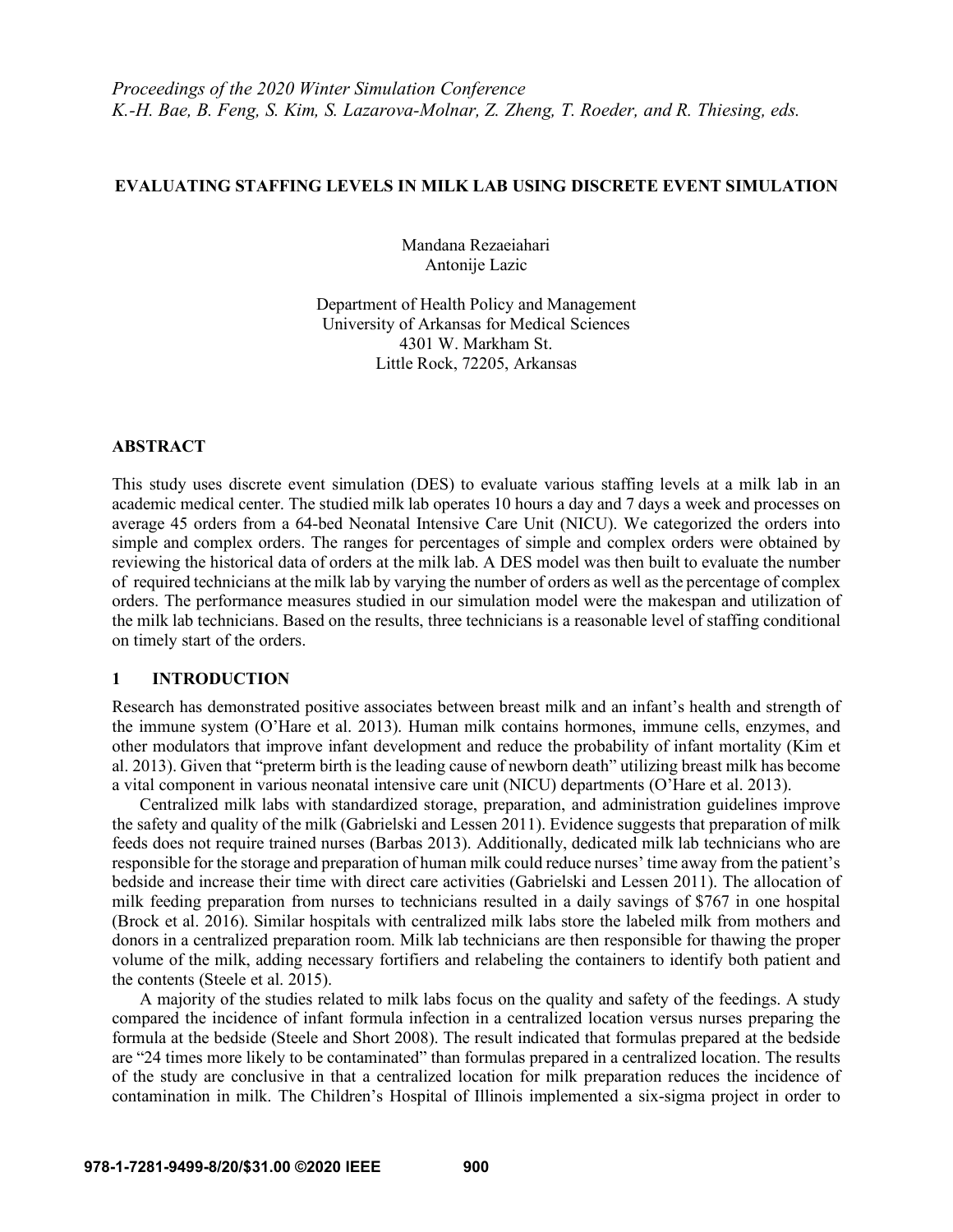*Proceedings of the 2020 Winter Simulation Conference*
*K.-H. Bae, B. Feng, S. Kim, S. Lazarova-Molnar, Z. Zheng, T. Roeder, and R. Thiesing, eds.*

# EVALUATING STAFFING LEVELS IN MILK LAB USING DISCRETE EVENT SIMULATION

Mandana Rezaeiahari
Antonije Lazic

Department of Health Policy and Management
University of Arkansas for Medical Sciences
4301 W. Markham St.
Little Rock, 72205, Arkansas

## ABSTRACT

This study uses discrete event simulation (DES) to evaluate various staffing levels at a milk lab in an academic medical center. The studied milk lab operates 10 hours a day and 7 days a week and processes on average 45 orders from a 64-bed Neonatal Intensive Care Unit (NICU). We categorized the orders into simple and complex orders. The ranges for percentages of simple and complex orders were obtained by reviewing the historical data of orders at the milk lab. A DES model was then built to evaluate the number of required technicians at the milk lab by varying the number of orders as well as the percentage of complex orders. The performance measures studied in our simulation model were the makespan and utilization of the milk lab technicians. Based on the results, three technicians is a reasonable level of staffing conditional on timely start of the orders.

## 1 INTRODUCTION

Research has demonstrated positive associates between breast milk and an infant's health and strength of the immune system (O'Hare et al. 2013). Human milk contains hormones, immune cells, enzymes, and other modulators that improve infant development and reduce the probability of infant mortality (Kim et al. 2013). Given that "preterm birth is the leading cause of newborn death" utilizing breast milk has become a vital component in various neonatal intensive care unit (NICU) departments (O'Hare et al. 2013).

Centralized milk labs with standardized storage, preparation, and administration guidelines improve the safety and quality of the milk (Gabrielski and Lessen 2011). Evidence suggests that preparation of milk feeds does not require trained nurses (Barbas 2013). Additionally, dedicated milk lab technicians who are responsible for the storage and preparation of human milk could reduce nurses' time away from the patient's bedside and increase their time with direct care activities (Gabrielski and Lessen 2011). The allocation of milk feeding preparation from nurses to technicians resulted in a daily savings of $767 in one hospital (Brock et al. 2016). Similar hospitals with centralized milk labs store the labeled milk from mothers and donors in a centralized preparation room. Milk lab technicians are then responsible for thawing the proper volume of the milk, adding necessary fortifiers and relabeling the containers to identify both patient and the contents (Steele et al. 2015).

A majority of the studies related to milk labs focus on the quality and safety of the feedings. A study compared the incidence of infant formula infection in a centralized location versus nurses preparing the formula at the bedside (Steele and Short 2008). The result indicated that formulas prepared at the bedside are "24 times more likely to be contaminated" than formulas prepared in a centralized location. The results of the study are conclusive in that a centralized location for milk preparation reduces the incidence of contamination in milk. The Children's Hospital of Illinois implemented a six-sigma project in order to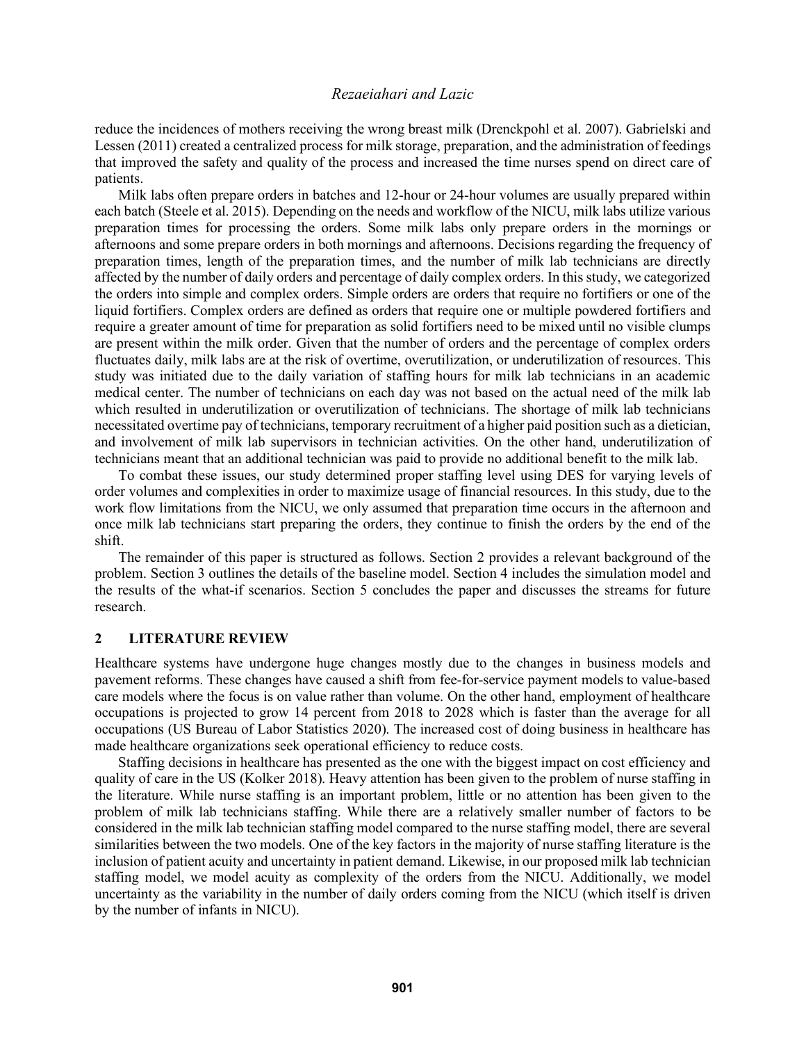reduce the incidences of mothers receiving the wrong breast milk (Drenckpohl et al. 2007). Gabrielski and Lessen (2011) created a centralized process for milk storage, preparation, and the administration of feedings that improved the safety and quality of the process and increased the time nurses spend on direct care of patients.

Milk labs often prepare orders in batches and 12-hour or 24-hour volumes are usually prepared within each batch (Steele et al. 2015). Depending on the needs and workflow of the NICU, milk labs utilize various preparation times for processing the orders. Some milk labs only prepare orders in the mornings or afternoons and some prepare orders in both mornings and afternoons. Decisions regarding the frequency of preparation times, length of the preparation times, and the number of milk lab technicians are directly affected by the number of daily orders and percentage of daily complex orders. In this study, we categorized the orders into simple and complex orders. Simple orders are orders that require no fortifiers or one of the liquid fortifiers. Complex orders are defined as orders that require one or multiple powdered fortifiers and require a greater amount of time for preparation as solid fortifiers need to be mixed until no visible clumps are present within the milk order. Given that the number of orders and the percentage of complex orders fluctuates daily, milk labs are at the risk of overtime, overutilization, or underutilization of resources. This study was initiated due to the daily variation of staffing hours for milk lab technicians in an academic medical center. The number of technicians on each day was not based on the actual need of the milk lab which resulted in underutilization or overutilization of technicians. The shortage of milk lab technicians necessitated overtime pay of technicians, temporary recruitment of a higher paid position such as a dietician, and involvement of milk lab supervisors in technician activities. On the other hand, underutilization of technicians meant that an additional technician was paid to provide no additional benefit to the milk lab.

To combat these issues, our study determined proper staffing level using DES for varying levels of order volumes and complexities in order to maximize usage of financial resources. In this study, due to the work flow limitations from the NICU, we only assumed that preparation time occurs in the afternoon and once milk lab technicians start preparing the orders, they continue to finish the orders by the end of the shift.

The remainder of this paper is structured as follows. Section 2 provides a relevant background of the problem. Section 3 outlines the details of the baseline model. Section 4 includes the simulation model and the results of the what-if scenarios. Section 5 concludes the paper and discusses the streams for future research.

## 2 LITERATURE REVIEW

Healthcare systems have undergone huge changes mostly due to the changes in business models and pavement reforms. These changes have caused a shift from fee-for-service payment models to value-based care models where the focus is on value rather than volume. On the other hand, employment of healthcare occupations is projected to grow 14 percent from 2018 to 2028 which is faster than the average for all occupations (US Bureau of Labor Statistics 2020). The increased cost of doing business in healthcare has made healthcare organizations seek operational efficiency to reduce costs.

Staffing decisions in healthcare has presented as the one with the biggest impact on cost efficiency and quality of care in the US (Kolker 2018). Heavy attention has been given to the problem of nurse staffing in the literature. While nurse staffing is an important problem, little or no attention has been given to the problem of milk lab technicians staffing. While there are a relatively smaller number of factors to be considered in the milk lab technician staffing model compared to the nurse staffing model, there are several similarities between the two models. One of the key factors in the majority of nurse staffing literature is the inclusion of patient acuity and uncertainty in patient demand. Likewise, in our proposed milk lab technician staffing model, we model acuity as complexity of the orders from the NICU. Additionally, we model uncertainty as the variability in the number of daily orders coming from the NICU (which itself is driven by the number of infants in NICU).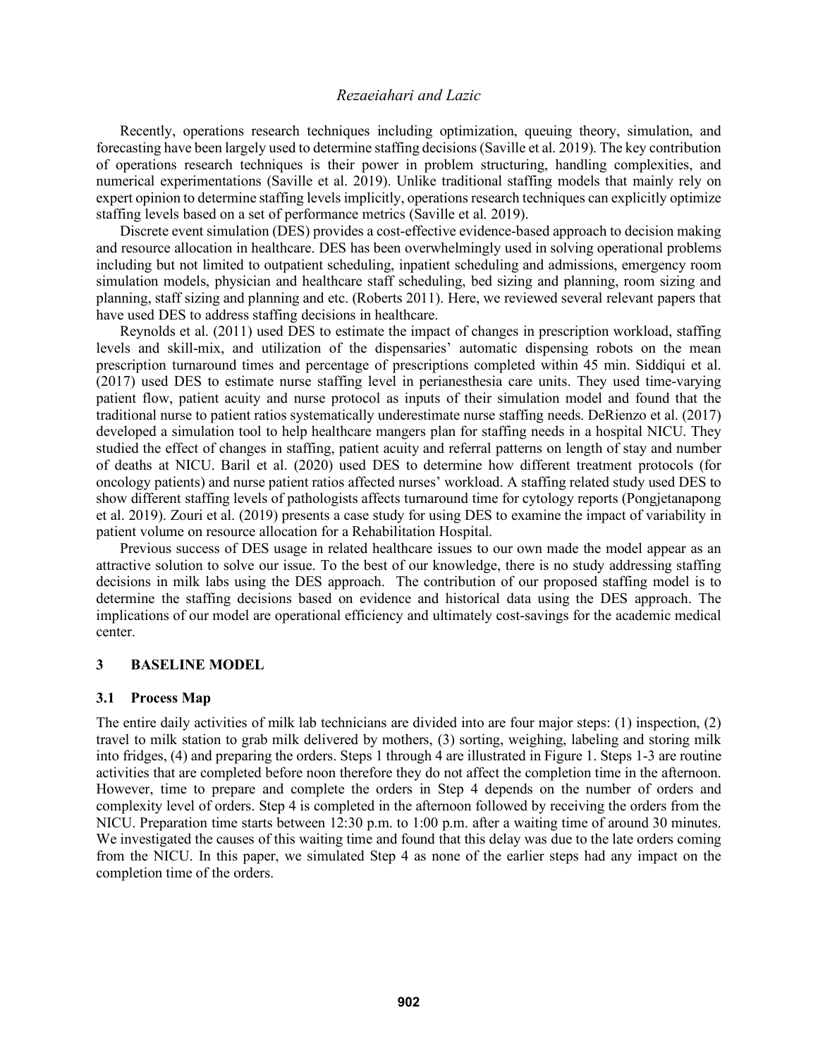Recently, operations research techniques including optimization, queuing theory, simulation, and forecasting have been largely used to determine staffing decisions (Saville et al. 2019). The key contribution of operations research techniques is their power in problem structuring, handling complexities, and numerical experimentations (Saville et al. 2019). Unlike traditional staffing models that mainly rely on expert opinion to determine staffing levels implicitly, operations research techniques can explicitly optimize staffing levels based on a set of performance metrics (Saville et al. 2019).

Discrete event simulation (DES) provides a cost-effective evidence-based approach to decision making and resource allocation in healthcare. DES has been overwhelmingly used in solving operational problems including but not limited to outpatient scheduling, inpatient scheduling and admissions, emergency room simulation models, physician and healthcare staff scheduling, bed sizing and planning, room sizing and planning, staff sizing and planning and etc. (Roberts 2011). Here, we reviewed several relevant papers that have used DES to address staffing decisions in healthcare.

Reynolds et al. (2011) used DES to estimate the impact of changes in prescription workload, staffing levels and skill-mix, and utilization of the dispensaries' automatic dispensing robots on the mean prescription turnaround times and percentage of prescriptions completed within 45 min. Siddiqui et al. (2017) used DES to estimate nurse staffing level in perianesthesia care units. They used time-varying patient flow, patient acuity and nurse protocol as inputs of their simulation model and found that the traditional nurse to patient ratios systematically underestimate nurse staffing needs. DeRienzo et al. (2017) developed a simulation tool to help healthcare mangers plan for staffing needs in a hospital NICU. They studied the effect of changes in staffing, patient acuity and referral patterns on length of stay and number of deaths at NICU. Baril et al. (2020) used DES to determine how different treatment protocols (for oncology patients) and nurse patient ratios affected nurses' workload. A staffing related study used DES to show different staffing levels of pathologists affects turnaround time for cytology reports (Pongjetanapong et al. 2019). Zouri et al. (2019) presents a case study for using DES to examine the impact of variability in patient volume on resource allocation for a Rehabilitation Hospital.

Previous success of DES usage in related healthcare issues to our own made the model appear as an attractive solution to solve our issue. To the best of our knowledge, there is no study addressing staffing decisions in milk labs using the DES approach. The contribution of our proposed staffing model is to determine the staffing decisions based on evidence and historical data using the DES approach. The implications of our model are operational efficiency and ultimately cost-savings for the academic medical center.

## 3 BASELINE MODEL

### 3.1 Process Map

The entire daily activities of milk lab technicians are divided into are four major steps: (1) inspection, (2) travel to milk station to grab milk delivered by mothers, (3) sorting, weighing, labeling and storing milk into fridges, (4) and preparing the orders. Steps 1 through 4 are illustrated in Figure 1. Steps 1-3 are routine activities that are completed before noon therefore they do not affect the completion time in the afternoon. However, time to prepare and complete the orders in Step 4 depends on the number of orders and complexity level of orders. Step 4 is completed in the afternoon followed by receiving the orders from the NICU. Preparation time starts between 12:30 p.m. to 1:00 p.m. after a waiting time of around 30 minutes. We investigated the causes of this waiting time and found that this delay was due to the late orders coming from the NICU. In this paper, we simulated Step 4 as none of the earlier steps had any impact on the completion time of the orders.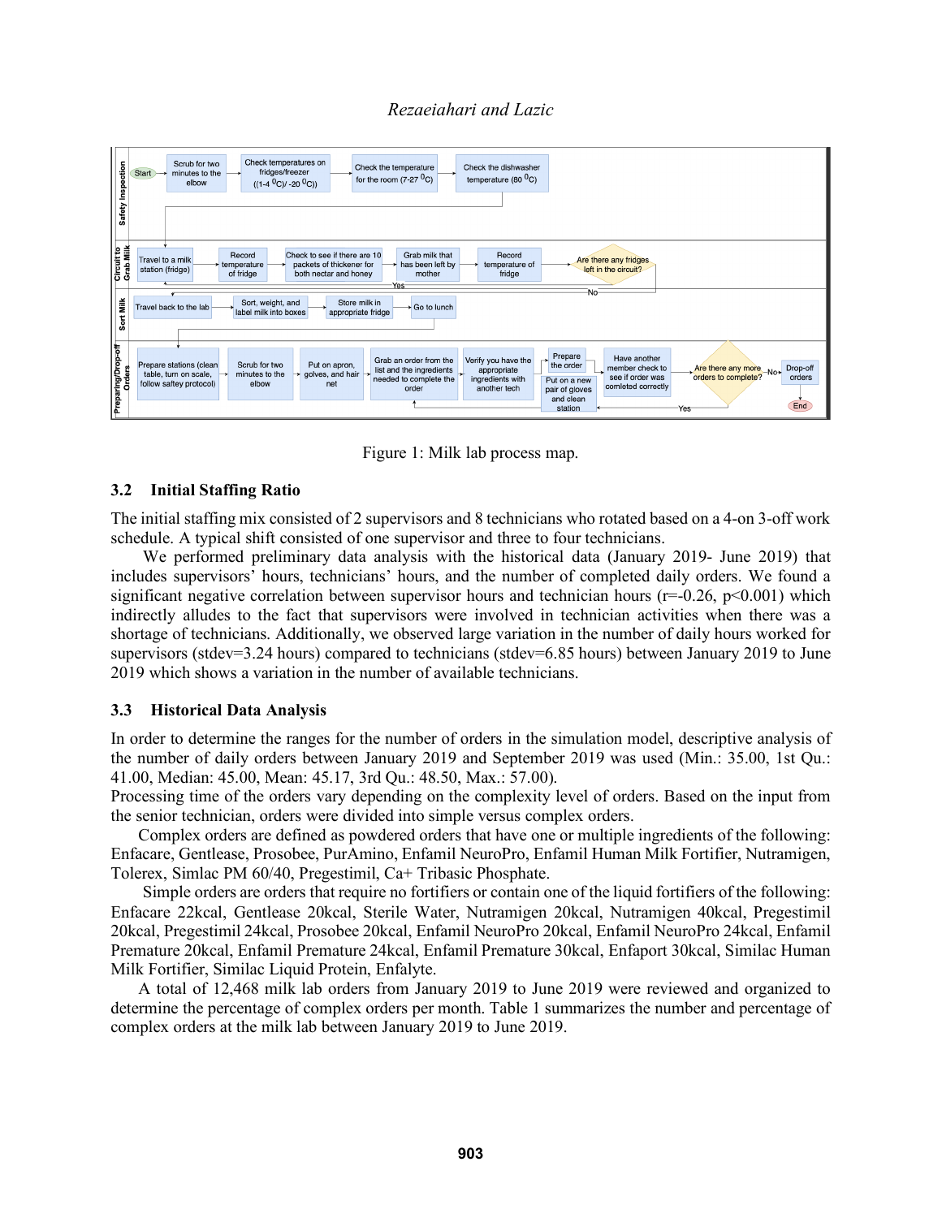Figure 1: Milk lab process map.

### 3.2 Initial Staffing Ratio

The initial staffing mix consisted of 2 supervisors and 8 technicians who rotated based on a 4-on 3-off work schedule. A typical shift consisted of one supervisor and three to four technicians.

We performed preliminary data analysis with the historical data (January 2019- June 2019) that includes supervisors' hours, technicians' hours, and the number of completed daily orders. We found a significant negative correlation between supervisor hours and technician hours ($r=-0.26$, $p<0.001$) which indirectly alludes to the fact that supervisors were involved in technician activities when there was a shortage of technicians. Additionally, we observed large variation in the number of daily hours worked for supervisors (stdev=3.24 hours) compared to technicians (stdev=6.85 hours) between January 2019 to June 2019 which shows a variation in the number of available technicians.

### 3.3 Historical Data Analysis

In order to determine the ranges for the number of orders in the simulation model, descriptive analysis of the number of daily orders between January 2019 and September 2019 was used (Min.: 35.00, 1st Qu.: 41.00, Median: 45.00, Mean: 45.17, 3rd Qu.: 48.50, Max.: 57.00).

Processing time of the orders vary depending on the complexity level of orders. Based on the input from the senior technician, orders were divided into simple versus complex orders.

Complex orders are defined as powdered orders that have one or multiple ingredients of the following: Enfacare, Gentlease, Prosobee, PurAmino, Enfamil NeuroPro, Enfamil Human Milk Fortifier, Nutramigen, Tolerex, Simlac PM 60/40, Pregestimil, Ca+ Tribasic Phosphate.

Simple orders are orders that require no fortifiers or contain one of the liquid fortifiers of the following: Enfacare 22kcal, Gentlease 20kcal, Sterile Water, Nutramigen 20kcal, Nutramigen 40kcal, Pregestimil 20kcal, Pregestimil 24kcal, Prosobee 20kcal, Enfamil NeuroPro 20kcal, Enfamil NeuroPro 24kcal, Enfamil Premature 20kcal, Enfamil Premature 24kcal, Enfamil Premature 30kcal, Enfaport 30kcal, Similac Human Milk Fortifier, Similac Liquid Protein, Enfalyte.

A total of 12,468 milk lab orders from January 2019 to June 2019 were reviewed and organized to determine the percentage of complex orders per month. Table 1 summarizes the number and percentage of complex orders at the milk lab between January 2019 to June 2019.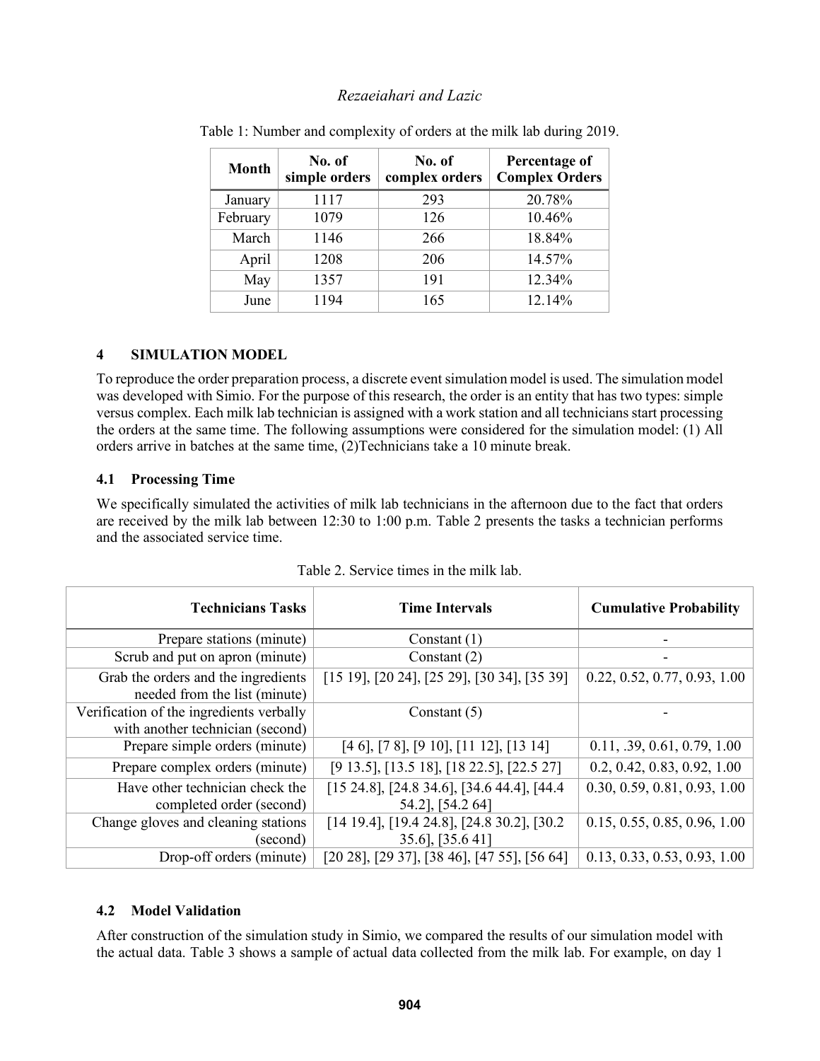Table 1: Number and complexity of orders at the milk lab during 2019.

| Month | No. of simple orders | No. of complex orders | Percentage of Complex Orders |
|---|---|---|---|
| January | 1117 | 293 | 20.78% |
| February | 1079 | 126 | 10.46% |
| March | 1146 | 266 | 18.84% |
| April | 1208 | 206 | 14.57% |
| May | 1357 | 191 | 12.34% |
| June | 1194 | 165 | 12.14% |

## 4 SIMULATION MODEL

To reproduce the order preparation process, a discrete event simulation model is used. The simulation model was developed with Simio. For the purpose of this research, the order is an entity that has two types: simple versus complex. Each milk lab technician is assigned with a work station and all technicians start processing the orders at the same time. The following assumptions were considered for the simulation model: (1) All orders arrive in batches at the same time, (2)Technicians take a 10 minute break.

### 4.1 Processing Time

We specifically simulated the activities of milk lab technicians in the afternoon due to the fact that orders are received by the milk lab between 12:30 to 1:00 p.m. Table 2 presents the tasks a technician performs and the associated service time.

Table 2. Service times in the milk lab.

| Technicians Tasks | Time Intervals | Cumulative Probability |
|---|---|---|
| Prepare stations (minute) | Constant (1) | - |
| Scrub and put on apron (minute) | Constant (2) | - |
| Grab the orders and the ingredients needed from the list (minute) | [15 19], [20 24], [25 29], [30 34], [35 39] | 0.22, 0.52, 0.77, 0.93, 1.00 |
| Verification of the ingredients verbally with another technician (second) | Constant (5) | - |
| Prepare simple orders (minute) | [4 6], [7 8], [9 10], [11 12], [13 14] | 0.11, .39, 0.61, 0.79, 1.00 |
| Prepare complex orders (minute) | [9 13.5], [13.5 18], [18 22.5], [22.5 27] | 0.2, 0.42, 0.83, 0.92, 1.00 |
| Have other technician check the completed order (second) | [15 24.8], [24.8 34.6], [34.6 44.4], [44.4 54.2], [54.2 64] | 0.30, 0.59, 0.81, 0.93, 1.00 |
| Change gloves and cleaning stations (second) | [14 19.4], [19.4 24.8], [24.8 30.2], [30.2 35.6], [35.6 41] | 0.15, 0.55, 0.85, 0.96, 1.00 |
| Drop-off orders (minute) | [20 28], [29 37], [38 46], [47 55], [56 64] | 0.13, 0.33, 0.53, 0.93, 1.00 |

### 4.2 Model Validation

After construction of the simulation study in Simio, we compared the results of our simulation model with the actual data. Table 3 shows a sample of actual data collected from the milk lab. For example, on day 1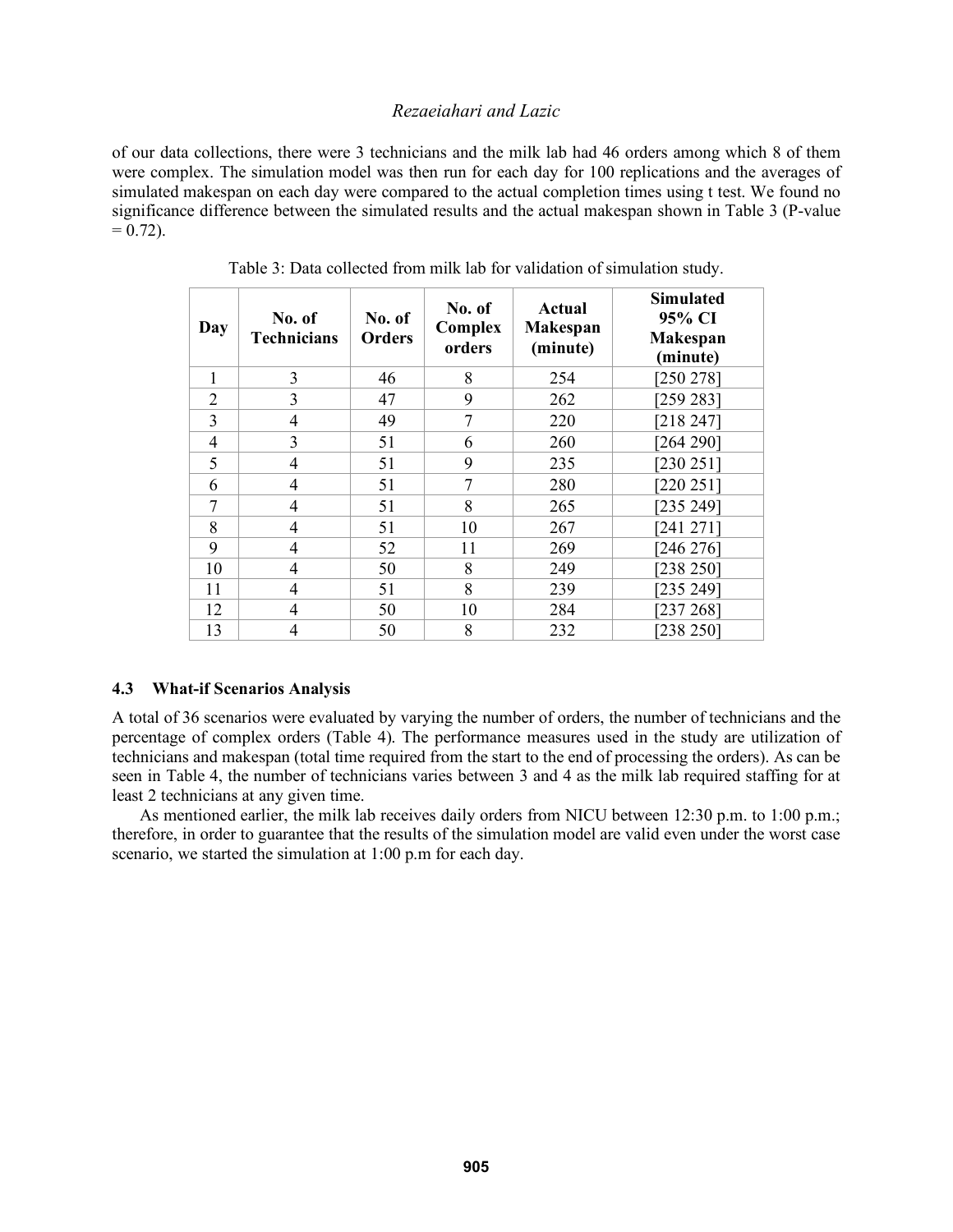of our data collections, there were 3 technicians and the milk lab had 46 orders among which 8 of them were complex. The simulation model was then run for each day for 100 replications and the averages of simulated makespan on each day were compared to the actual completion times using t test. We found no significance difference between the simulated results and the actual makespan shown in Table 3 (P-value = 0.72).

Table 3: Data collected from milk lab for validation of simulation study.

| Day | No. of Technicians | No. of Orders | No. of Complex orders | Actual Makespan (minute) | Simulated 95% CI Makespan (minute) |
|---|---|---|---|---|---|
| 1 | 3 | 46 | 8 | 254 | [250 278] |
| 2 | 3 | 47 | 9 | 262 | [259 283] |
| 3 | 4 | 49 | 7 | 220 | [218 247] |
| 4 | 3 | 51 | 6 | 260 | [264 290] |
| 5 | 4 | 51 | 9 | 235 | [230 251] |
| 6 | 4 | 51 | 7 | 280 | [220 251] |
| 7 | 4 | 51 | 8 | 265 | [235 249] |
| 8 | 4 | 51 | 10 | 267 | [241 271] |
| 9 | 4 | 52 | 11 | 269 | [246 276] |
| 10 | 4 | 50 | 8 | 249 | [238 250] |
| 11 | 4 | 51 | 8 | 239 | [235 249] |
| 12 | 4 | 50 | 10 | 284 | [237 268] |
| 13 | 4 | 50 | 8 | 232 | [238 250] |

### 4.3 What-if Scenarios Analysis

A total of 36 scenarios were evaluated by varying the number of orders, the number of technicians and the percentage of complex orders (Table 4). The performance measures used in the study are utilization of technicians and makespan (total time required from the start to the end of processing the orders). As can be seen in Table 4, the number of technicians varies between 3 and 4 as the milk lab required staffing for at least 2 technicians at any given time.

As mentioned earlier, the milk lab receives daily orders from NICU between 12:30 p.m. to 1:00 p.m.; therefore, in order to guarantee that the results of the simulation model are valid even under the worst case scenario, we started the simulation at 1:00 p.m for each day.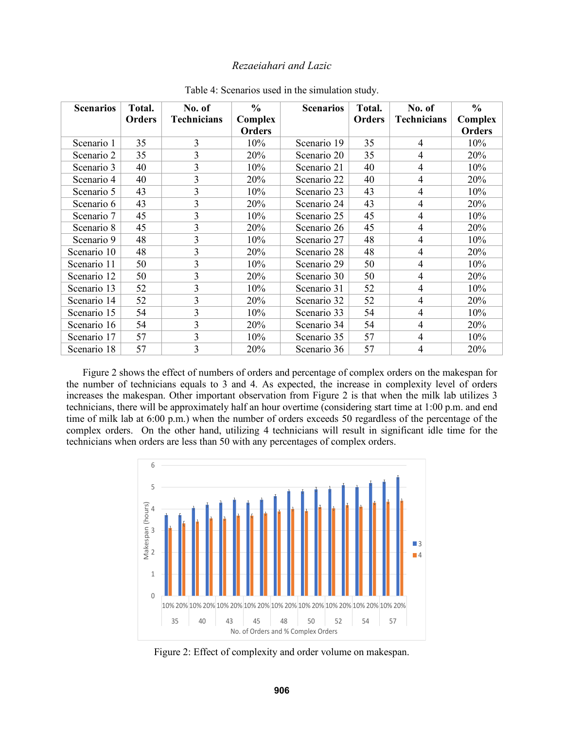Table 4: Scenarios used in the simulation study.

| Scenarios | Total. Orders | No. of Technicians | % Complex Orders | Scenarios | Total. Orders | No. of Technicians | % Complex Orders |
|---|---|---|---|---|---|---|---|
| Scenario 1 | 35 | 3 | 10% | Scenario 19 | 35 | 4 | 10% |
| Scenario 2 | 35 | 3 | 20% | Scenario 20 | 35 | 4 | 20% |
| Scenario 3 | 40 | 3 | 10% | Scenario 21 | 40 | 4 | 10% |
| Scenario 4 | 40 | 3 | 20% | Scenario 22 | 40 | 4 | 20% |
| Scenario 5 | 43 | 3 | 10% | Scenario 23 | 43 | 4 | 10% |
| Scenario 6 | 43 | 3 | 20% | Scenario 24 | 43 | 4 | 20% |
| Scenario 7 | 45 | 3 | 10% | Scenario 25 | 45 | 4 | 10% |
| Scenario 8 | 45 | 3 | 20% | Scenario 26 | 45 | 4 | 20% |
| Scenario 9 | 48 | 3 | 10% | Scenario 27 | 48 | 4 | 10% |
| Scenario 10 | 48 | 3 | 20% | Scenario 28 | 48 | 4 | 20% |
| Scenario 11 | 50 | 3 | 10% | Scenario 29 | 50 | 4 | 10% |
| Scenario 12 | 50 | 3 | 20% | Scenario 30 | 50 | 4 | 20% |
| Scenario 13 | 52 | 3 | 10% | Scenario 31 | 52 | 4 | 10% |
| Scenario 14 | 52 | 3 | 20% | Scenario 32 | 52 | 4 | 20% |
| Scenario 15 | 54 | 3 | 10% | Scenario 33 | 54 | 4 | 10% |
| Scenario 16 | 54 | 3 | 20% | Scenario 34 | 54 | 4 | 20% |
| Scenario 17 | 57 | 3 | 10% | Scenario 35 | 57 | 4 | 10% |
| Scenario 18 | 57 | 3 | 20% | Scenario 36 | 57 | 4 | 20% |

Figure 2 shows the effect of numbers of orders and percentage of complex orders on the makespan for the number of technicians equals to 3 and 4. As expected, the increase in complexity level of orders increases the makespan. Other important observation from Figure 2 is that when the milk lab utilizes 3 technicians, there will be approximately half an hour overtime (considering start time at 1:00 p.m. and end time of milk lab at 6:00 p.m.) when the number of orders exceeds 50 regardless of the percentage of the complex orders. On the other hand, utilizing 4 technicians will result in significant idle time for the technicians when orders are less than 50 with any percentages of complex orders.

Figure 2: Effect of complexity and order volume on makespan.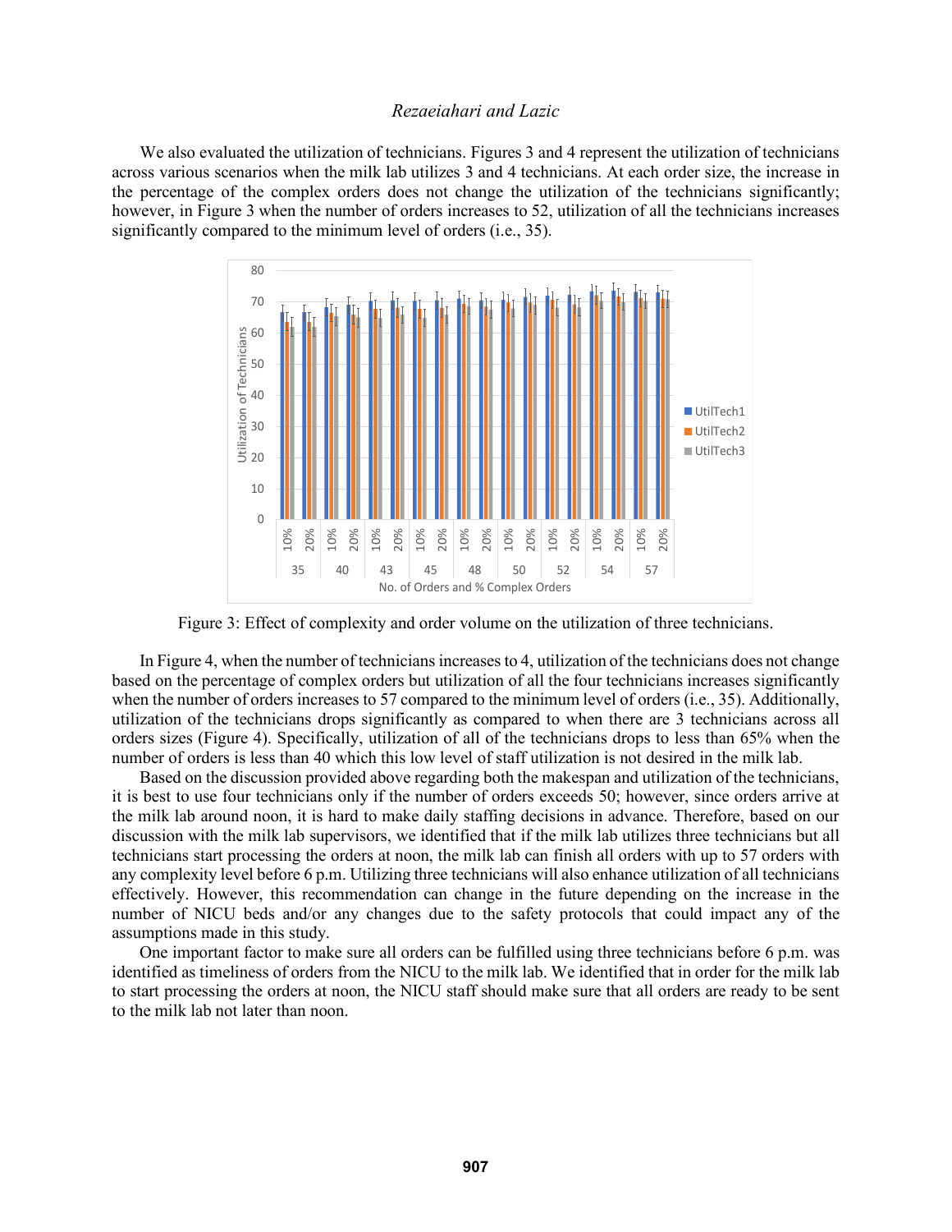We also evaluated the utilization of technicians. Figures 3 and 4 represent the utilization of technicians across various scenarios when the milk lab utilizes 3 and 4 technicians. At each order size, the increase in the percentage of the complex orders does not change the utilization of the technicians significantly; however, in Figure 3 when the number of orders increases to 52, utilization of all the technicians increases significantly compared to the minimum level of orders (i.e., 35).

Figure 3: Effect of complexity and order volume on the utilization of three technicians.

In Figure 4, when the number of technicians increases to 4, utilization of the technicians does not change based on the percentage of complex orders but utilization of all the four technicians increases significantly when the number of orders increases to 57 compared to the minimum level of orders (i.e., 35). Additionally, utilization of the technicians drops significantly as compared to when there are 3 technicians across all orders sizes (Figure 4). Specifically, utilization of all of the technicians drops to less than 65% when the number of orders is less than 40 which this low level of staff utilization is not desired in the milk lab.

Based on the discussion provided above regarding both the makespan and utilization of the technicians, it is best to use four technicians only if the number of orders exceeds 50; however, since orders arrive at the milk lab around noon, it is hard to make daily staffing decisions in advance. Therefore, based on our discussion with the milk lab supervisors, we identified that if the milk lab utilizes three technicians but all technicians start processing the orders at noon, the milk lab can finish all orders with up to 57 orders with any complexity level before 6 p.m. Utilizing three technicians will also enhance utilization of all technicians effectively. However, this recommendation can change in the future depending on the increase in the number of NICU beds and/or any changes due to the safety protocols that could impact any of the assumptions made in this study.

One important factor to make sure all orders can be fulfilled using three technicians before 6 p.m. was identified as timeliness of orders from the NICU to the milk lab. We identified that in order for the milk lab to start processing the orders at noon, the NICU staff should make sure that all orders are ready to be sent to the milk lab not later than noon.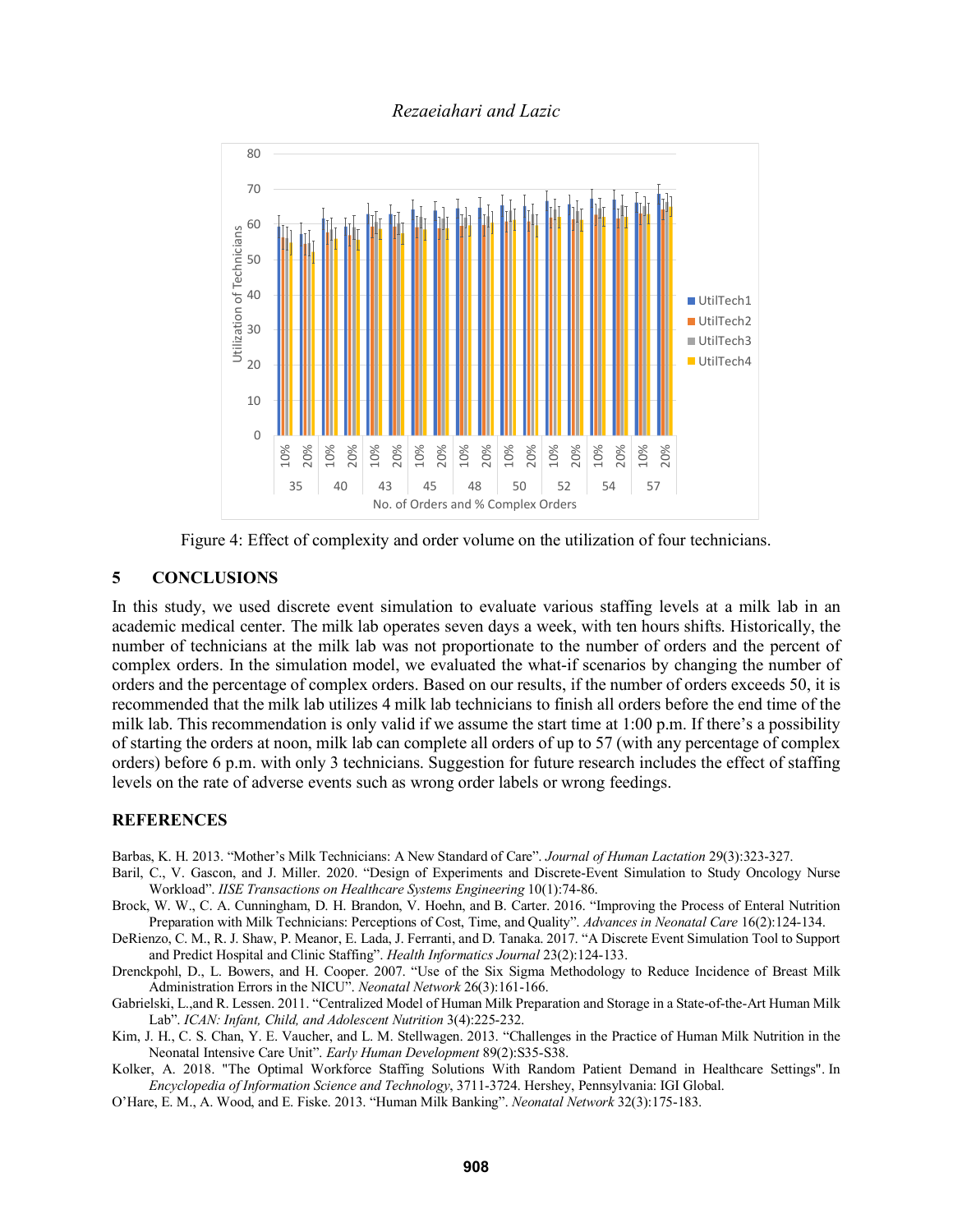Figure 4: Effect of complexity and order volume on the utilization of four technicians.

## 5 CONCLUSIONS

In this study, we used discrete event simulation to evaluate various staffing levels at a milk lab in an academic medical center. The milk lab operates seven days a week, with ten hours shifts. Historically, the number of technicians at the milk lab was not proportionate to the number of orders and the percent of complex orders. In the simulation model, we evaluated the what-if scenarios by changing the number of orders and the percentage of complex orders. Based on our results, if the number of orders exceeds 50, it is recommended that the milk lab utilizes 4 milk lab technicians to finish all orders before the end time of the milk lab. This recommendation is only valid if we assume the start time at 1:00 p.m. If there's a possibility of starting the orders at noon, milk lab can complete all orders of up to 57 (with any percentage of complex orders) before 6 p.m. with only 3 technicians. Suggestion for future research includes the effect of staffing levels on the rate of adverse events such as wrong order labels or wrong feedings.

## REFERENCES

Barbas, K. H. 2013. "Mother's Milk Technicians: A New Standard of Care". *Journal of Human Lactation* 29(3):323-327.

Baril, C., V. Gascon, and J. Miller. 2020. "Design of Experiments and Discrete-Event Simulation to Study Oncology Nurse Workload". *IISE Transactions on Healthcare Systems Engineering* 10(1):74-86.

Brock, W. W., C. A. Cunningham, D. H. Brandon, V. Hoehn, and B. Carter. 2016. "Improving the Process of Enteral Nutrition Preparation with Milk Technicians: Perceptions of Cost, Time, and Quality". *Advances in Neonatal Care* 16(2):124-134.

DeRienzo, C. M., R. J. Shaw, P. Meanor, E. Lada, J. Ferranti, and D. Tanaka. 2017. "A Discrete Event Simulation Tool to Support and Predict Hospital and Clinic Staffing". *Health Informatics Journal* 23(2):124-133.

Drenckpohl, D., L. Bowers, and H. Cooper. 2007. "Use of the Six Sigma Methodology to Reduce Incidence of Breast Milk Administration Errors in the NICU". *Neonatal Network* 26(3):161-166.

Gabrielski, L.,and R. Lessen. 2011. "Centralized Model of Human Milk Preparation and Storage in a State-of-the-Art Human Milk Lab". *ICAN: Infant, Child, and Adolescent Nutrition* 3(4):225-232.

Kim, J. H., C. S. Chan, Y. E. Vaucher, and L. M. Stellwagen. 2013. "Challenges in the Practice of Human Milk Nutrition in the Neonatal Intensive Care Unit". *Early Human Development* 89(2):S35-S38.

Kolker, A. 2018. "The Optimal Workforce Staffing Solutions With Random Patient Demand in Healthcare Settings". In *Encyclopedia of Information Science and Technology*, 3711-3724. Hershey, Pennsylvania: IGI Global.

O'Hare, E. M., A. Wood, and E. Fiske. 2013. "Human Milk Banking". *Neonatal Network* 32(3):175-183.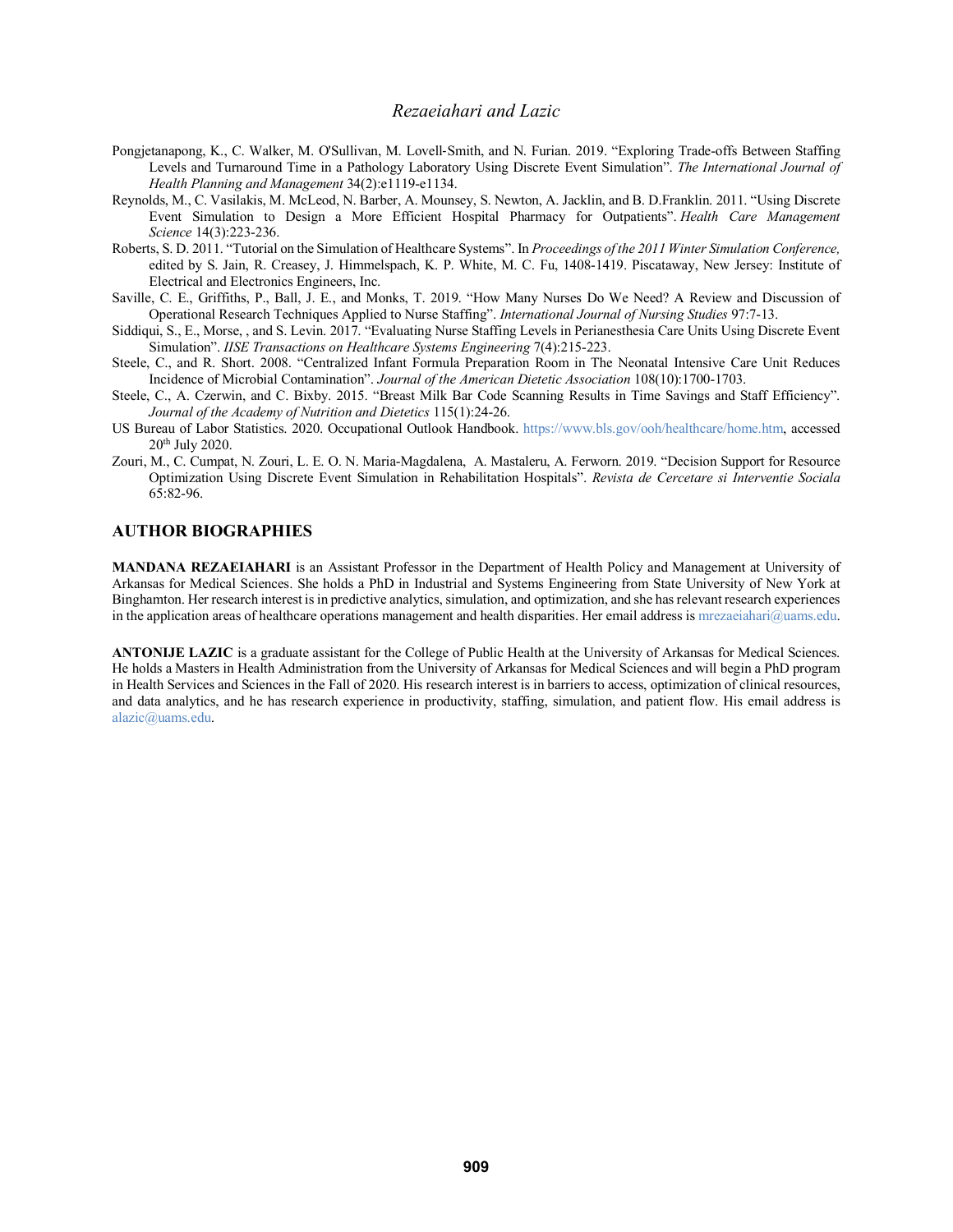Pongjetanapong, K., C. Walker, M. O'Sullivan, M. Lovell-Smith, and N. Furian. 2019. "Exploring Trade-offs Between Staffing Levels and Turnaround Time in a Pathology Laboratory Using Discrete Event Simulation". *The International Journal of Health Planning and Management* 34(2):e1119-e1134.

Reynolds, M., C. Vasilakis, M. McLeod, N. Barber, A. Mounsey, S. Newton, A. Jacklin, and B. D.Franklin. 2011. "Using Discrete Event Simulation to Design a More Efficient Hospital Pharmacy for Outpatients". *Health Care Management Science* 14(3):223-236.

Roberts, S. D. 2011. "Tutorial on the Simulation of Healthcare Systems". In *Proceedings of the 2011 Winter Simulation Conference,* edited by S. Jain, R. Creasey, J. Himmelspach, K. P. White, M. C. Fu, 1408-1419. Piscataway, New Jersey: Institute of Electrical and Electronics Engineers, Inc.

Saville, C. E., Griffiths, P., Ball, J. E., and Monks, T. 2019. "How Many Nurses Do We Need? A Review and Discussion of Operational Research Techniques Applied to Nurse Staffing". *International Journal of Nursing Studies* 97:7-13.

Siddiqui, S., E., Morse, , and S. Levin. 2017. "Evaluating Nurse Staffing Levels in Perianesthesia Care Units Using Discrete Event Simulation". *IISE Transactions on Healthcare Systems Engineering* 7(4):215-223.

Steele, C., and R. Short. 2008. "Centralized Infant Formula Preparation Room in The Neonatal Intensive Care Unit Reduces Incidence of Microbial Contamination". *Journal of the American Dietetic Association* 108(10):1700-1703.

Steele, C., A. Czerwin, and C. Bixby. 2015. "Breast Milk Bar Code Scanning Results in Time Savings and Staff Efficiency". *Journal of the Academy of Nutrition and Dietetics* 115(1):24-26.

US Bureau of Labor Statistics. 2020. Occupational Outlook Handbook. https://www.bls.gov/ooh/healthcare/home.htm, accessed 20th July 2020.

Zouri, M., C. Cumpat, N. Zouri, L. E. O. N. Maria-Magdalena, A. Mastaleru, A. Ferworn. 2019. "Decision Support for Resource Optimization Using Discrete Event Simulation in Rehabilitation Hospitals". *Revista de Cercetare si Interventie Sociala* 65:82-96.

## AUTHOR BIOGRAPHIES

**MANDANA REZAEIAHARI** is an Assistant Professor in the Department of Health Policy and Management at University of Arkansas for Medical Sciences. She holds a PhD in Industrial and Systems Engineering from State University of New York at Binghamton. Her research interest is in predictive analytics, simulation, and optimization, and she has relevant research experiences in the application areas of healthcare operations management and health disparities. Her email address is mrezaeiahari@uams.edu.

**ANTONIJE LAZIC** is a graduate assistant for the College of Public Health at the University of Arkansas for Medical Sciences. He holds a Masters in Health Administration from the University of Arkansas for Medical Sciences and will begin a PhD program in Health Services and Sciences in the Fall of 2020. His research interest is in barriers to access, optimization of clinical resources, and data analytics, and he has research experience in productivity, staffing, simulation, and patient flow. His email address is alazic@uams.edu.